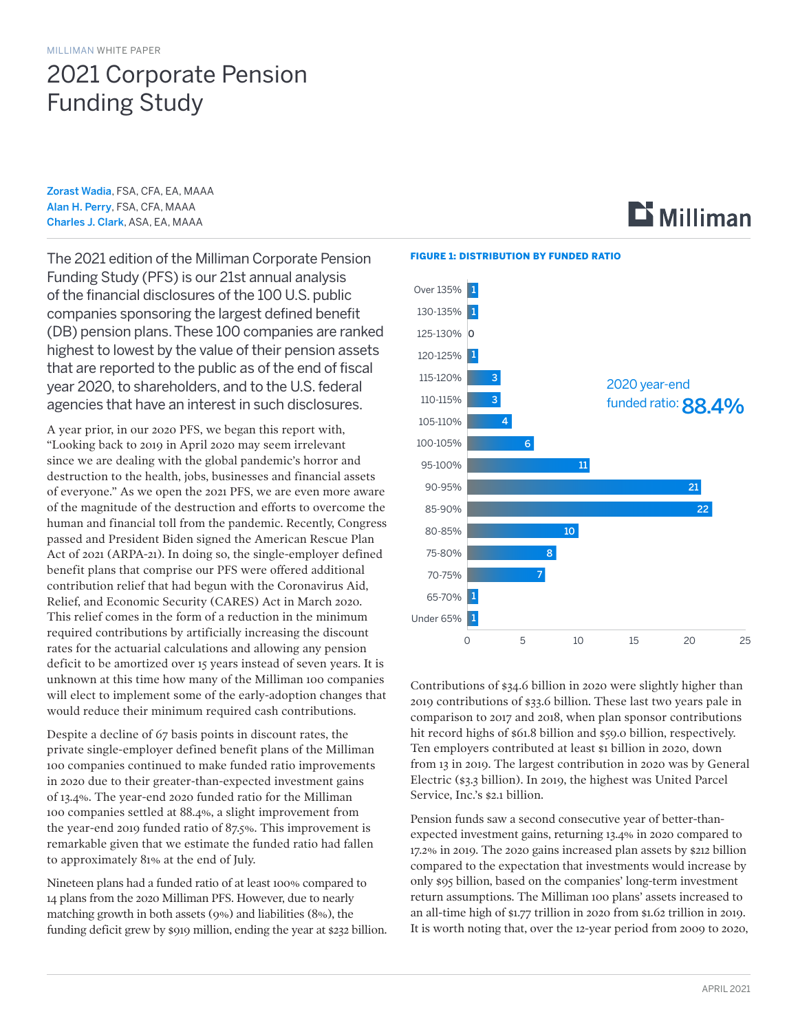MILLIMAN WHITE PAPER

# 2021 Corporate Pension Funding Study

**Zorast Wadia**, FSA, CFA, EA, MAAA
**Alan H. Perry**, FSA, CFA, MAAA
**Charles J. Clark**, ASA, EA, MAAA

The 2021 edition of the Milliman Corporate Pension Funding Study (PFS) is our 21st annual analysis of the financial disclosures of the 100 U.S. public companies sponsoring the largest defined benefit (DB) pension plans. These 100 companies are ranked highest to lowest by the value of their pension assets that are reported to the public as of the end of fiscal year 2020, to shareholders, and to the U.S. federal agencies that have an interest in such disclosures.

A year prior, in our 2020 PFS, we began this report with, "Looking back to 2019 in April 2020 may seem irrelevant since we are dealing with the global pandemic's horror and destruction to the health, jobs, businesses and financial assets of everyone." As we open the 2021 PFS, we are even more aware of the magnitude of the destruction and efforts to overcome the human and financial toll from the pandemic. Recently, Congress passed and President Biden signed the American Rescue Plan Act of 2021 (ARPA-21). In doing so, the single-employer defined benefit plans that comprise our PFS were offered additional contribution relief that had begun with the Coronavirus Aid, Relief, and Economic Security (CARES) Act in March 2020. This relief comes in the form of a reduction in the minimum required contributions by artificially increasing the discount rates for the actuarial calculations and allowing any pension deficit to be amortized over 15 years instead of seven years. It is unknown at this time how many of the Milliman 100 companies will elect to implement some of the early-adoption changes that would reduce their minimum required cash contributions.

Despite a decline of 67 basis points in discount rates, the private single-employer defined benefit plans of the Milliman 100 companies continued to make funded ratio improvements in 2020 due to their greater-than-expected investment gains of 13.4%. The year-end 2020 funded ratio for the Milliman 100 companies settled at 88.4%, a slight improvement from the year-end 2019 funded ratio of 87.5%. This improvement is remarkable given that we estimate the funded ratio had fallen to approximately 81% at the end of July.

Nineteen plans had a funded ratio of at least 100% compared to 14 plans from the 2020 Milliman PFS. However, due to nearly matching growth in both assets (9%) and liabilities (8%), the funding deficit grew by $919 million, ending the year at $232 billion.

**FIGURE 1: DISTRIBUTION BY FUNDED RATIO**

| Funded ratio | Number of companies |
|---|---|
| Over 135% | 1 |
| 130-135% | 1 |
| 125-130% | 0 |
| 120-125% | 1 |
| 115-120% | 3 |
| 110-115% | 3 |
| 105-110% | 4 |
| 100-105% | 6 |
| 95-100% | 11 |
| 90-95% | 21 |
| 85-90% | 22 |
| 80-85% | 10 |
| 75-80% | 8 |
| 70-75% | 7 |
| 65-70% | 1 |
| Under 65% | 1 |

2020 year-end funded ratio: **88.4%**

Contributions of $34.6 billion in 2020 were slightly higher than 2019 contributions of $33.6 billion. These last two years pale in comparison to 2017 and 2018, when plan sponsor contributions hit record highs of $61.8 billion and $59.0 billion, respectively. Ten employers contributed at least $1 billion in 2020, down from 13 in 2019. The largest contribution in 2020 was by General Electric ($3.3 billion). In 2019, the highest was United Parcel Service, Inc.'s $2.1 billion.

Pension funds saw a second consecutive year of better-than-expected investment gains, returning 13.4% in 2020 compared to 17.2% in 2019. The 2020 gains increased plan assets by $212 billion compared to the expectation that investments would increase by only $95 billion, based on the companies' long-term investment return assumptions. The Milliman 100 plans' assets increased to an all-time high of $1.77 trillion in 2020 from $1.62 trillion in 2019. It is worth noting that, over the 12-year period from 2009 to 2020,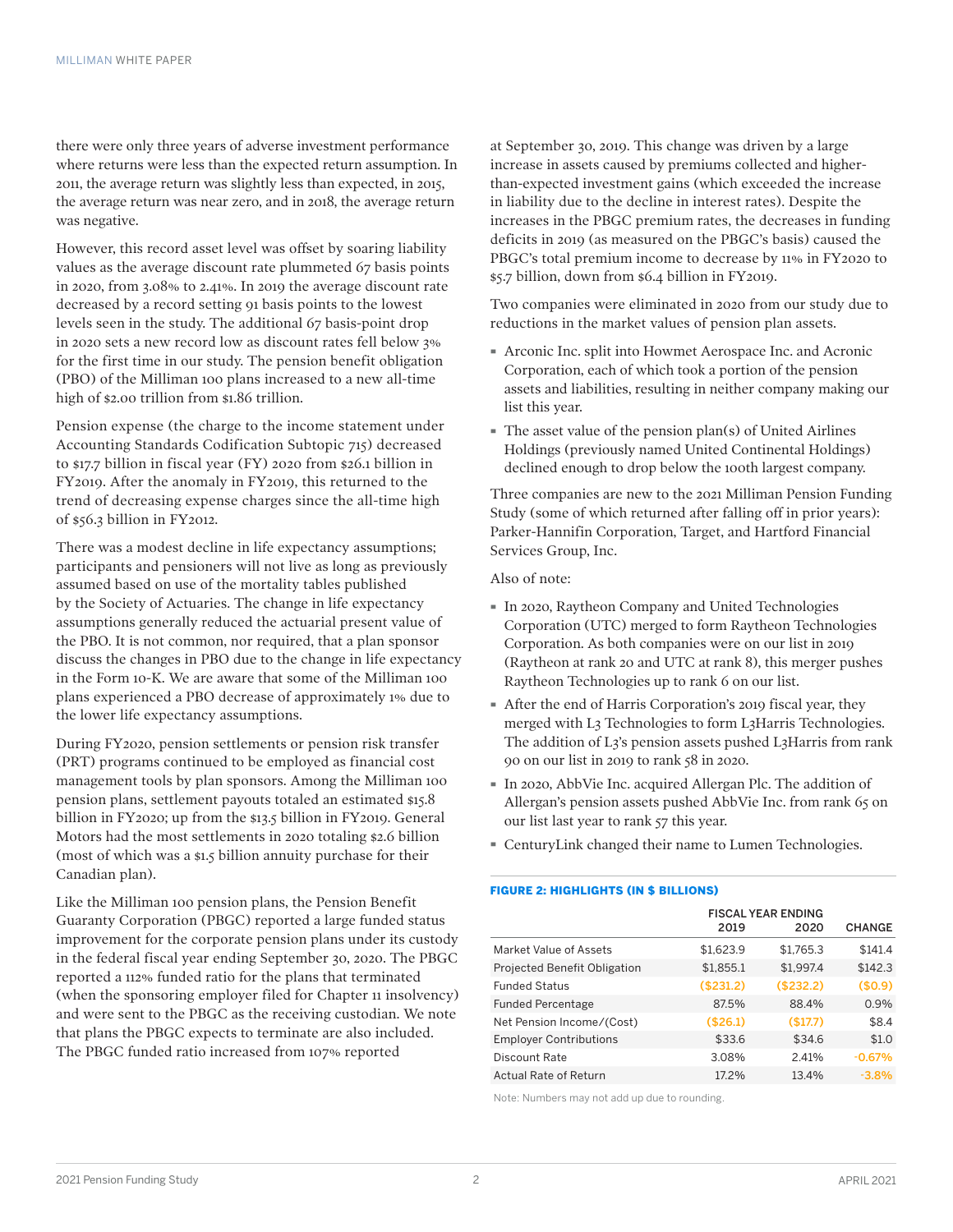there were only three years of adverse investment performance where returns were less than the expected return assumption. In 2011, the average return was slightly less than expected, in 2015, the average return was near zero, and in 2018, the average return was negative.

However, this record asset level was offset by soaring liability values as the average discount rate plummeted 67 basis points in 2020, from 3.08% to 2.41%. In 2019 the average discount rate decreased by a record setting 91 basis points to the lowest levels seen in the study. The additional 67 basis-point drop in 2020 sets a new record low as discount rates fell below 3% for the first time in our study. The pension benefit obligation (PBO) of the Milliman 100 plans increased to a new all-time high of $2.00 trillion from $1.86 trillion.

Pension expense (the charge to the income statement under Accounting Standards Codification Subtopic 715) decreased to $17.7 billion in fiscal year (FY) 2020 from $26.1 billion in FY2019. After the anomaly in FY2019, this returned to the trend of decreasing expense charges since the all-time high of $56.3 billion in FY2012.

There was a modest decline in life expectancy assumptions; participants and pensioners will not live as long as previously assumed based on use of the mortality tables published by the Society of Actuaries. The change in life expectancy assumptions generally reduced the actuarial present value of the PBO. It is not common, nor required, that a plan sponsor discuss the changes in PBO due to the change in life expectancy in the Form 10-K. We are aware that some of the Milliman 100 plans experienced a PBO decrease of approximately 1% due to the lower life expectancy assumptions.

During FY2020, pension settlements or pension risk transfer (PRT) programs continued to be employed as financial cost management tools by plan sponsors. Among the Milliman 100 pension plans, settlement payouts totaled an estimated $15.8 billion in FY2020; up from the $13.5 billion in FY2019. General Motors had the most settlements in 2020 totaling $2.6 billion (most of which was a $1.5 billion annuity purchase for their Canadian plan).

Like the Milliman 100 pension plans, the Pension Benefit Guaranty Corporation (PBGC) reported a large funded status improvement for the corporate pension plans under its custody in the federal fiscal year ending September 30, 2020. The PBGC reported a 112% funded ratio for the plans that terminated (when the sponsoring employer filed for Chapter 11 insolvency) and were sent to the PBGC as the receiving custodian. We note that plans the PBGC expects to terminate are also included. The PBGC funded ratio increased from 107% reported at September 30, 2019. This change was driven by a large increase in assets caused by premiums collected and higher-than-expected investment gains (which exceeded the increase in liability due to the decline in interest rates). Despite the increases in the PBGC premium rates, the decreases in funding deficits in 2019 (as measured on the PBGC's basis) caused the PBGC's total premium income to decrease by 11% in FY2020 to $5.7 billion, down from $6.4 billion in FY2019.

Two companies were eliminated in 2020 from our study due to reductions in the market values of pension plan assets.

- Arconic Inc. split into Howmet Aerospace Inc. and Acronic Corporation, each of which took a portion of the pension assets and liabilities, resulting in neither company making our list this year.
- The asset value of the pension plan(s) of United Airlines Holdings (previously named United Continental Holdings) declined enough to drop below the 100th largest company.

Three companies are new to the 2021 Milliman Pension Funding Study (some of which returned after falling off in prior years): Parker-Hannifin Corporation, Target, and Hartford Financial Services Group, Inc.

Also of note:

- In 2020, Raytheon Company and United Technologies Corporation (UTC) merged to form Raytheon Technologies Corporation. As both companies were on our list in 2019 (Raytheon at rank 20 and UTC at rank 8), this merger pushes Raytheon Technologies up to rank 6 on our list.
- After the end of Harris Corporation's 2019 fiscal year, they merged with L3 Technologies to form L3Harris Technologies. The addition of L3's pension assets pushed L3Harris from rank 90 on our list in 2019 to rank 58 in 2020.
- In 2020, AbbVie Inc. acquired Allergan Plc. The addition of Allergan's pension assets pushed AbbVie Inc. from rank 65 on our list last year to rank 57 this year.
- CenturyLink changed their name to Lumen Technologies.

**FIGURE 2: HIGHLIGHTS (IN $ BILLIONS)**

| | FISCAL YEAR ENDING 2019 | 2020 | CHANGE |
|---|---|---|---|
| Market Value of Assets | $1,623.9 | $1,765.3 | $141.4 |
| Projected Benefit Obligation | $1,855.1 | $1,997.4 | $142.3 |
| Funded Status | ($231.2) | ($232.2) | ($0.9) |
| Funded Percentage | 87.5% | 88.4% | 0.9% |
| Net Pension Income/(Cost) | ($26.1) | ($17.7) | $8.4 |
| Employer Contributions | $33.6 | $34.6 | $1.0 |
| Discount Rate | 3.08% | 2.41% | -0.67% |
| Actual Rate of Return | 17.2% | 13.4% | -3.8% |

Note: Numbers may not add up due to rounding.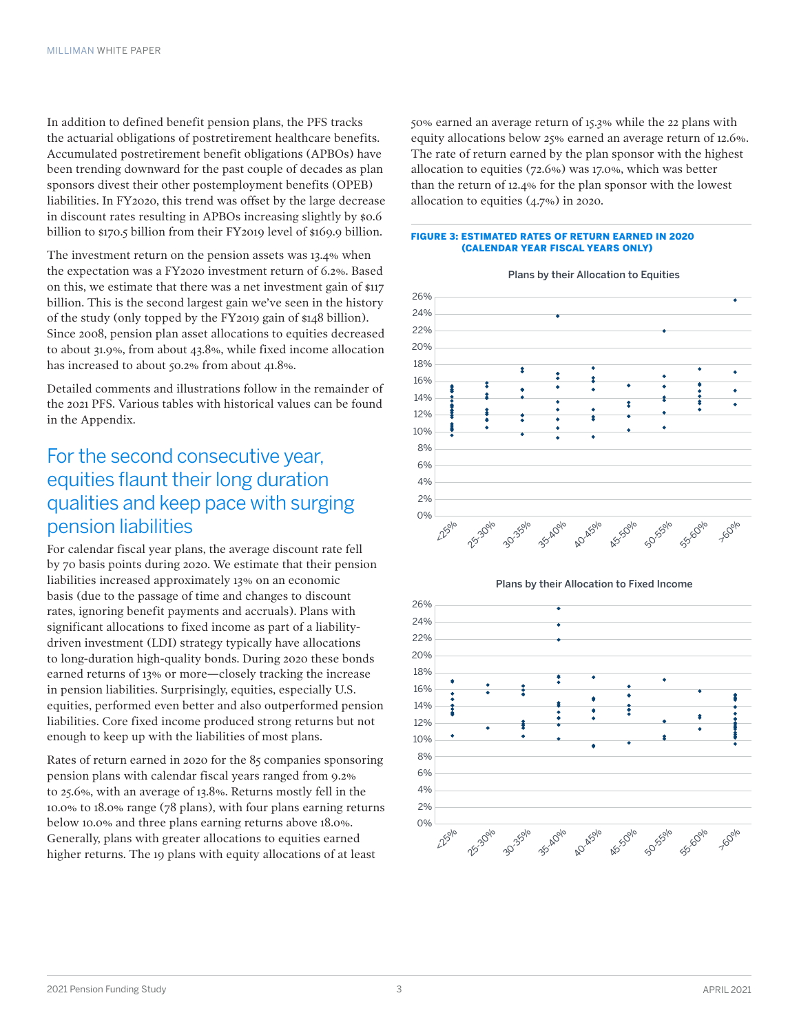In addition to defined benefit pension plans, the PFS tracks the actuarial obligations of postretirement healthcare benefits. Accumulated postretirement benefit obligations (APBOs) have been trending downward for the past couple of decades as plan sponsors divest their other postemployment benefits (OPEB) liabilities. In FY2020, this trend was offset by the large decrease in discount rates resulting in APBOs increasing slightly by $0.6 billion to $170.5 billion from their FY2019 level of $169.9 billion.

The investment return on the pension assets was 13.4% when the expectation was a FY2020 investment return of 6.2%. Based on this, we estimate that there was a net investment gain of $117 billion. This is the second largest gain we've seen in the history of the study (only topped by the FY2019 gain of $148 billion). Since 2008, pension plan asset allocations to equities decreased to about 31.9%, from about 43.8%, while fixed income allocation has increased to about 50.2% from about 41.8%.

Detailed comments and illustrations follow in the remainder of the 2021 PFS. Various tables with historical values can be found in the Appendix.

## For the second consecutive year, equities flaunt their long duration qualities and keep pace with surging pension liabilities

For calendar fiscal year plans, the average discount rate fell by 70 basis points during 2020. We estimate that their pension liabilities increased approximately 13% on an economic basis (due to the passage of time and changes to discount rates, ignoring benefit payments and accruals). Plans with significant allocations to fixed income as part of a liability-driven investment (LDI) strategy typically have allocations to long-duration high-quality bonds. During 2020 these bonds earned returns of 13% or more—closely tracking the increase in pension liabilities. Surprisingly, equities, especially U.S. equities, performed even better and also outperformed pension liabilities. Core fixed income produced strong returns but not enough to keep up with the liabilities of most plans.

Rates of return earned in 2020 for the 85 companies sponsoring pension plans with calendar fiscal years ranged from 9.2% to 25.6%, with an average of 13.8%. Returns mostly fell in the 10.0% to 18.0% range (78 plans), with four plans earning returns below 10.0% and three plans earning returns above 18.0%. Generally, plans with greater allocations to equities earned higher returns. The 19 plans with equity allocations of at least 50% earned an average return of 15.3% while the 22 plans with equity allocations below 25% earned an average return of 12.6%. The rate of return earned by the plan sponsor with the highest allocation to equities (72.6%) was 17.0%, which was better than the return of 12.4% for the plan sponsor with the lowest allocation to equities (4.7%) in 2020.

**FIGURE 3: ESTIMATED RATES OF RETURN EARNED IN 2020 (CALENDAR YEAR FISCAL YEARS ONLY)**

Plans by their Allocation to Equities

Plans by their Allocation to Fixed Income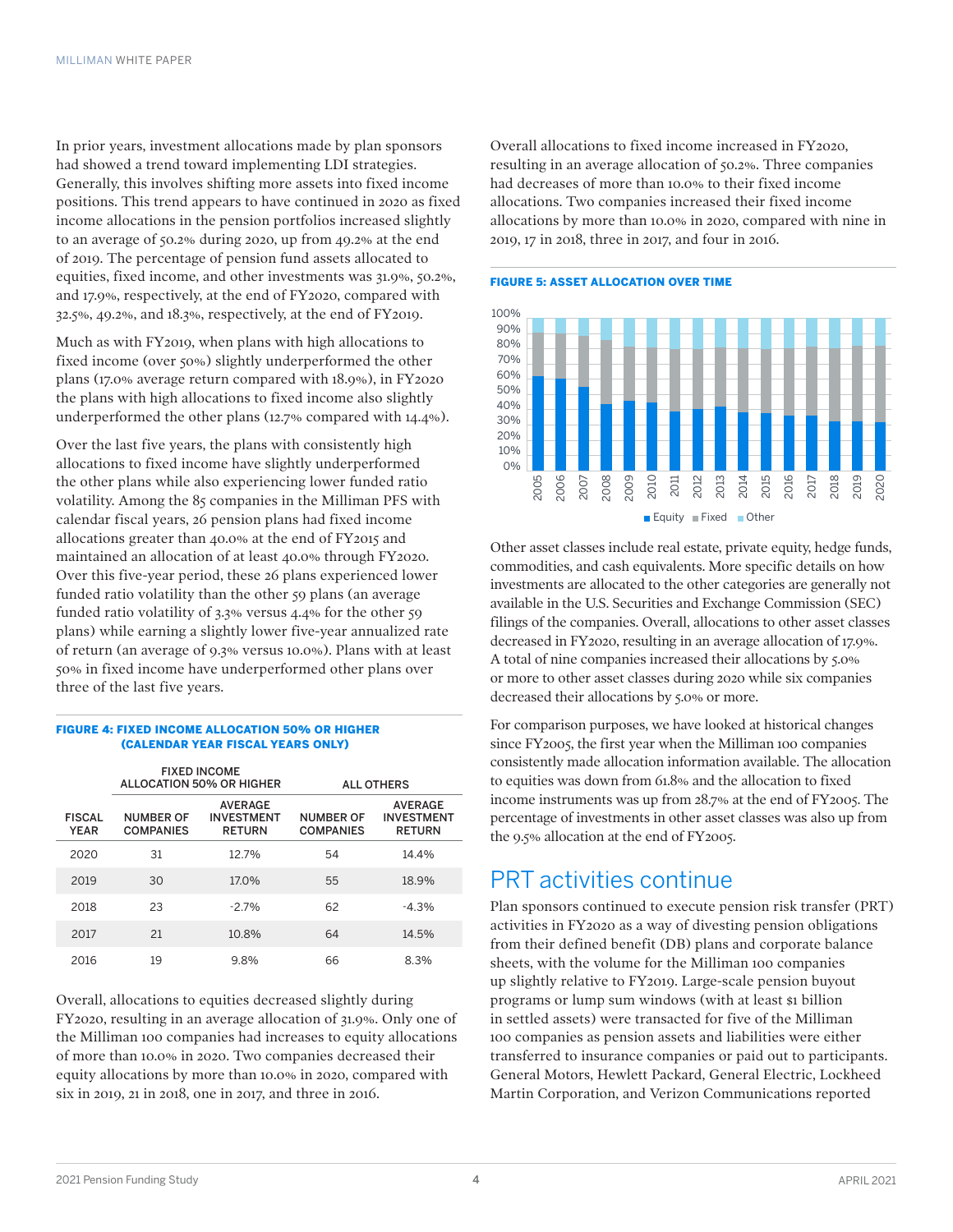In prior years, investment allocations made by plan sponsors had showed a trend toward implementing LDI strategies. Generally, this involves shifting more assets into fixed income positions. This trend appears to have continued in 2020 as fixed income allocations in the pension portfolios increased slightly to an average of 50.2% during 2020, up from 49.2% at the end of 2019. The percentage of pension fund assets allocated to equities, fixed income, and other investments was 31.9%, 50.2%, and 17.9%, respectively, at the end of FY2020, compared with 32.5%, 49.2%, and 18.3%, respectively, at the end of FY2019.

Much as with FY2019, when plans with high allocations to fixed income (over 50%) slightly underperformed the other plans (17.0% average return compared with 18.9%), in FY2020 the plans with high allocations to fixed income also slightly underperformed the other plans (12.7% compared with 14.4%).

Over the last five years, the plans with consistently high allocations to fixed income have slightly underperformed the other plans while also experiencing lower funded ratio volatility. Among the 85 companies in the Milliman PFS with calendar fiscal years, 26 pension plans had fixed income allocations greater than 40.0% at the end of FY2015 and maintained an allocation of at least 40.0% through FY2020. Over this five-year period, these 26 plans experienced lower funded ratio volatility than the other 59 plans (an average funded ratio volatility of 3.3% versus 4.4% for the other 59 plans) while earning a slightly lower five-year annualized rate of return (an average of 9.3% versus 10.0%). Plans with at least 50% in fixed income have underperformed other plans over three of the last five years.

**FIGURE 4: FIXED INCOME ALLOCATION 50% OR HIGHER (CALENDAR YEAR FISCAL YEARS ONLY)**

| | FIXED INCOME ALLOCATION 50% OR HIGHER | | ALL OTHERS | |
|---|---|---|---|---|
| FISCAL YEAR | NUMBER OF COMPANIES | AVERAGE INVESTMENT RETURN | NUMBER OF COMPANIES | AVERAGE INVESTMENT RETURN |
| 2020 | 31 | 12.7% | 54 | 14.4% |
| 2019 | 30 | 17.0% | 55 | 18.9% |
| 2018 | 23 | -2.7% | 62 | -4.3% |
| 2017 | 21 | 10.8% | 64 | 14.5% |
| 2016 | 19 | 9.8% | 66 | 8.3% |

Overall, allocations to equities decreased slightly during FY2020, resulting in an average allocation of 31.9%. Only one of the Milliman 100 companies had increases to equity allocations of more than 10.0% in 2020. Two companies decreased their equity allocations by more than 10.0% in 2020, compared with six in 2019, 21 in 2018, one in 2017, and three in 2016.

Overall allocations to fixed income increased in FY2020, resulting in an average allocation of 50.2%. Three companies had decreases of more than 10.0% to their fixed income allocations. Two companies increased their fixed income allocations by more than 10.0% in 2020, compared with nine in 2019, 17 in 2018, three in 2017, and four in 2016.

**FIGURE 5: ASSET ALLOCATION OVER TIME**

Other asset classes include real estate, private equity, hedge funds, commodities, and cash equivalents. More specific details on how investments are allocated to the other categories are generally not available in the U.S. Securities and Exchange Commission (SEC) filings of the companies. Overall, allocations to other asset classes decreased in FY2020, resulting in an average allocation of 17.9%. A total of nine companies increased their allocations by 5.0% or more to other asset classes during 2020 while six companies decreased their allocations by 5.0% or more.

For comparison purposes, we have looked at historical changes since FY2005, the first year when the Milliman 100 companies consistently made allocation information available. The allocation to equities was down from 61.8% and the allocation to fixed income instruments was up from 28.7% at the end of FY2005. The percentage of investments in other asset classes was also up from the 9.5% allocation at the end of FY2005.

## PRT activities continue

Plan sponsors continued to execute pension risk transfer (PRT) activities in FY2020 as a way of divesting pension obligations from their defined benefit (DB) plans and corporate balance sheets, with the volume for the Milliman 100 companies up slightly relative to FY2019. Large-scale pension buyout programs or lump sum windows (with at least $1 billion in settled assets) were transacted for five of the Milliman 100 companies as pension assets and liabilities were either transferred to insurance companies or paid out to participants. General Motors, Hewlett Packard, General Electric, Lockheed Martin Corporation, and Verizon Communications reported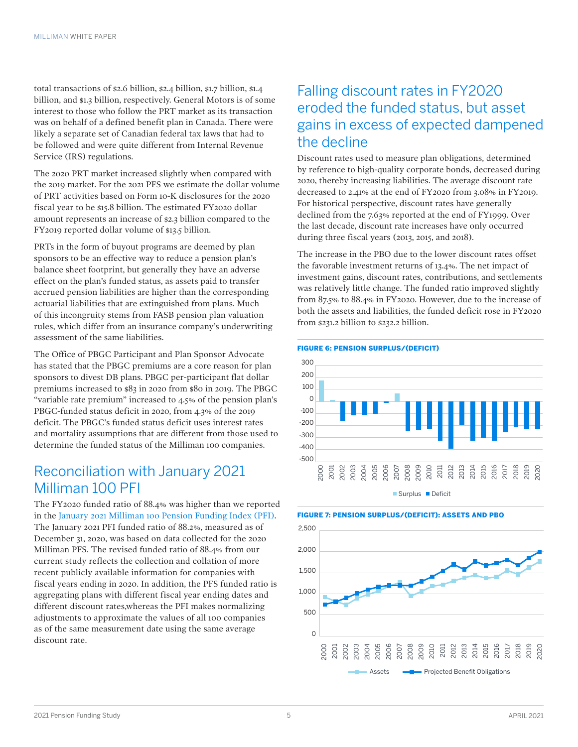total transactions of \$2.6 billion, \$2.4 billion, \$1.7 billion, \$1.4 billion, and \$1.3 billion, respectively. General Motors is of some interest to those who follow the PRT market as its transaction was on behalf of a defined benefit plan in Canada. There were likely a separate set of Canadian federal tax laws that had to be followed and were quite different from Internal Revenue Service (IRS) regulations.

The 2020 PRT market increased slightly when compared with the 2019 market. For the 2021 PFS we estimate the dollar volume of PRT activities based on Form 10-K disclosures for the 2020 fiscal year to be \$15.8 billion. The estimated FY2020 dollar amount represents an increase of \$2.3 billion compared to the FY2019 reported dollar volume of \$13.5 billion.

PRTs in the form of buyout programs are deemed by plan sponsors to be an effective way to reduce a pension plan's balance sheet footprint, but generally they have an adverse effect on the plan's funded status, as assets paid to transfer accrued pension liabilities are higher than the corresponding actuarial liabilities that are extinguished from plans. Much of this incongruity stems from FASB pension plan valuation rules, which differ from an insurance company's underwriting assessment of the same liabilities.

The Office of PBGC Participant and Plan Sponsor Advocate has stated that the PBGC premiums are a core reason for plan sponsors to divest DB plans. PBGC per-participant flat dollar premiums increased to \$83 in 2020 from \$80 in 2019. The PBGC "variable rate premium" increased to 4.5% of the pension plan's PBGC-funded status deficit in 2020, from 4.3% of the 2019 deficit. The PBGC's funded status deficit uses interest rates and mortality assumptions that are different from those used to determine the funded status of the Milliman 100 companies.

## Reconciliation with January 2021 Milliman 100 PFI

The FY2020 funded ratio of 88.4% was higher than we reported in the January 2021 Milliman 100 Pension Funding Index (PFI). The January 2021 PFI funded ratio of 88.2%, measured as of December 31, 2020, was based on data collected for the 2020 Milliman PFS. The revised funded ratio of 88.4% from our current study reflects the collection and collation of more recent publicly available information for companies with fiscal years ending in 2020. In addition, the PFS funded ratio is aggregating plans with different fiscal year ending dates and different discount rates,whereas the PFI makes normalizing adjustments to approximate the values of all 100 companies as of the same measurement date using the same average discount rate.

## Falling discount rates in FY2020 eroded the funded status, but asset gains in excess of expected dampened the decline

Discount rates used to measure plan obligations, determined by reference to high-quality corporate bonds, decreased during 2020, thereby increasing liabilities. The average discount rate decreased to 2.41% at the end of FY2020 from 3.08% in FY2019. For historical perspective, discount rates have generally declined from the 7.63% reported at the end of FY1999. Over the last decade, discount rate increases have only occurred during three fiscal years (2013, 2015, and 2018).

The increase in the PBO due to the lower discount rates offset the favorable investment returns of 13.4%. The net impact of investment gains, discount rates, contributions, and settlements was relatively little change. The funded ratio improved slightly from 87.5% to 88.4% in FY2020. However, due to the increase of both the assets and liabilities, the funded deficit rose in FY2020 from \$231.2 billion to \$232.2 billion.

**FIGURE 6: PENSION SURPLUS/(DEFICIT)**

**FIGURE 7: PENSION SURPLUS/(DEFICIT): ASSETS AND PBO**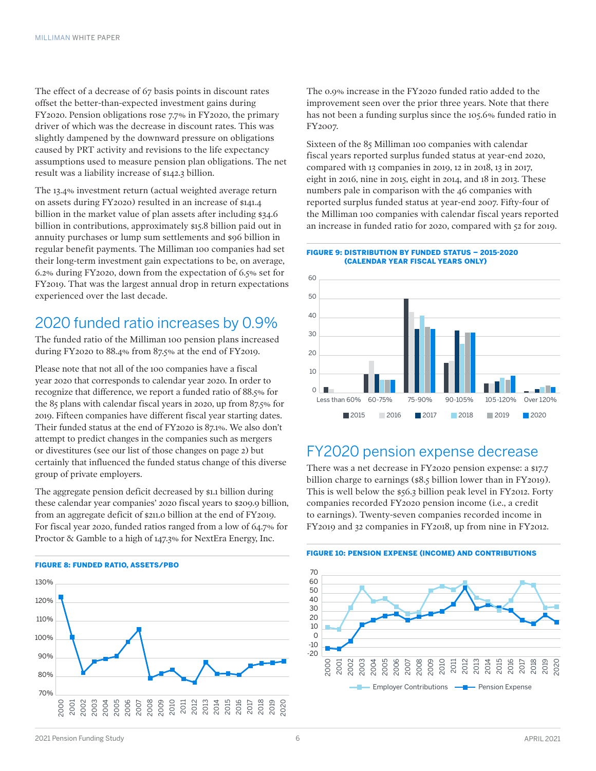The effect of a decrease of 67 basis points in discount rates offset the better-than-expected investment gains during FY2020. Pension obligations rose 7.7% in FY2020, the primary driver of which was the decrease in discount rates. This was slightly dampened by the downward pressure on obligations caused by PRT activity and revisions to the life expectancy assumptions used to measure pension plan obligations. The net result was a liability increase of $142.3 billion.

The 13.4% investment return (actual weighted average return on assets during FY2020) resulted in an increase of $141.4 billion in the market value of plan assets after including $34.6 billion in contributions, approximately $15.8 billion paid out in annuity purchases or lump sum settlements and $96 billion in regular benefit payments. The Milliman 100 companies had set their long-term investment gain expectations to be, on average, 6.2% during FY2020, down from the expectation of 6.5% set for FY2019. That was the largest annual drop in return expectations experienced over the last decade.

## 2020 funded ratio increases by 0.9%

The funded ratio of the Milliman 100 pension plans increased during FY2020 to 88.4% from 87.5% at the end of FY2019.

Please note that not all of the 100 companies have a fiscal year 2020 that corresponds to calendar year 2020. In order to recognize that difference, we report a funded ratio of 88.5% for the 85 plans with calendar fiscal years in 2020, up from 87.5% for 2019. Fifteen companies have different fiscal year starting dates. Their funded status at the end of FY2020 is 87.1%. We also don't attempt to predict changes in the companies such as mergers or divestitures (see our list of those changes on page 2) but certainly that influenced the funded status change of this diverse group of private employers.

The aggregate pension deficit decreased by $1.1 billion during these calendar year companies' 2020 fiscal years to $209.9 billion, from an aggregate deficit of $211.0 billion at the end of FY2019. For fiscal year 2020, funded ratios ranged from a low of 64.7% for Proctor & Gamble to a high of 147.3% for NextEra Energy, Inc.

**FIGURE 8: FUNDED RATIO, ASSETS/PBO**

The 0.9% increase in the FY2020 funded ratio added to the improvement seen over the prior three years. Note that there has not been a funding surplus since the 105.6% funded ratio in FY2007.

Sixteen of the 85 Milliman 100 companies with calendar fiscal years reported surplus funded status at year-end 2020, compared with 13 companies in 2019, 12 in 2018, 13 in 2017, eight in 2016, nine in 2015, eight in 2014, and 18 in 2013. These numbers pale in comparison with the 46 companies with reported surplus funded status at year-end 2007. Fifty-four of the Milliman 100 companies with calendar fiscal years reported an increase in funded ratio for 2020, compared with 52 for 2019.

**FIGURE 9: DISTRIBUTION BY FUNDED STATUS – 2015-2020 (CALENDAR YEAR FISCAL YEARS ONLY)**

## FY2020 pension expense decrease

There was a net decrease in FY2020 pension expense: a $17.7 billion charge to earnings ($8.5 billion lower than in FY2019). This is well below the $56.3 billion peak level in FY2012. Forty companies recorded FY2020 pension income (i.e., a credit to earnings). Twenty-seven companies recorded income in FY2019 and 32 companies in FY2018, up from nine in FY2012.

**FIGURE 10: PENSION EXPENSE (INCOME) AND CONTRIBUTIONS**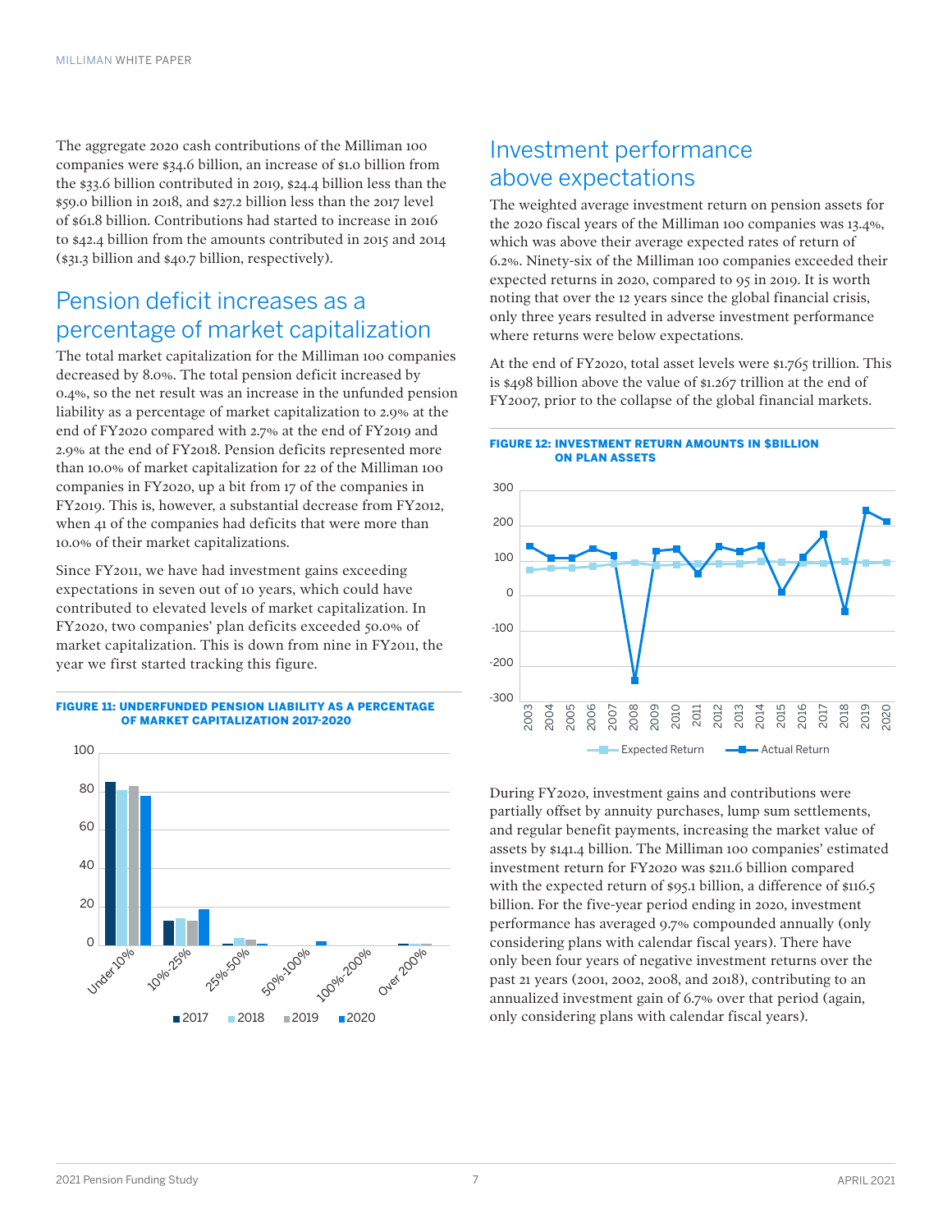The aggregate 2020 cash contributions of the Milliman 100 companies were $34.6 billion, an increase of $1.0 billion from the $33.6 billion contributed in 2019, $24.4 billion less than the $59.0 billion in 2018, and $27.2 billion less than the 2017 level of $61.8 billion. Contributions had started to increase in 2016 to $42.4 billion from the amounts contributed in 2015 and 2014 ($31.3 billion and $40.7 billion, respectively).

## Pension deficit increases as a percentage of market capitalization

The total market capitalization for the Milliman 100 companies decreased by 8.0%. The total pension deficit increased by 0.4%, so the net result was an increase in the unfunded pension liability as a percentage of market capitalization to 2.9% at the end of FY2020 compared with 2.7% at the end of FY2019 and 2.9% at the end of FY2018. Pension deficits represented more than 10.0% of market capitalization for 22 of the Milliman 100 companies in FY2020, up a bit from 17 of the companies in FY2019. This is, however, a substantial decrease from FY2012, when 41 of the companies had deficits that were more than 10.0% of their market capitalizations.

Since FY2011, we have had investment gains exceeding expectations in seven out of 10 years, which could have contributed to elevated levels of market capitalization. In FY2020, two companies' plan deficits exceeded 50.0% of market capitalization. This is down from nine in FY2011, the year we first started tracking this figure.

**FIGURE 11: UNDERFUNDED PENSION LIABILITY AS A PERCENTAGE OF MARKET CAPITALIZATION 2017-2020**

## Investment performance above expectations

The weighted average investment return on pension assets for the 2020 fiscal years of the Milliman 100 companies was 13.4%, which was above their average expected rates of return of 6.2%. Ninety-six of the Milliman 100 companies exceeded their expected returns in 2020, compared to 95 in 2019. It is worth noting that over the 12 years since the global financial crisis, only three years resulted in adverse investment performance where returns were below expectations.

At the end of FY2020, total asset levels were $1.765 trillion. This is $498 billion above the value of $1.267 trillion at the end of FY2007, prior to the collapse of the global financial markets.

**FIGURE 12: INVESTMENT RETURN AMOUNTS IN $BILLION ON PLAN ASSETS**

During FY2020, investment gains and contributions were partially offset by annuity purchases, lump sum settlements, and regular benefit payments, increasing the market value of assets by $141.4 billion. The Milliman 100 companies' estimated investment return for FY2020 was $211.6 billion compared with the expected return of $95.1 billion, a difference of $116.5 billion. For the five-year period ending in 2020, investment performance has averaged 9.7% compounded annually (only considering plans with calendar fiscal years). There have only been four years of negative investment returns over the past 21 years (2001, 2002, 2008, and 2018), contributing to an annualized investment gain of 6.7% over that period (again, only considering plans with calendar fiscal years).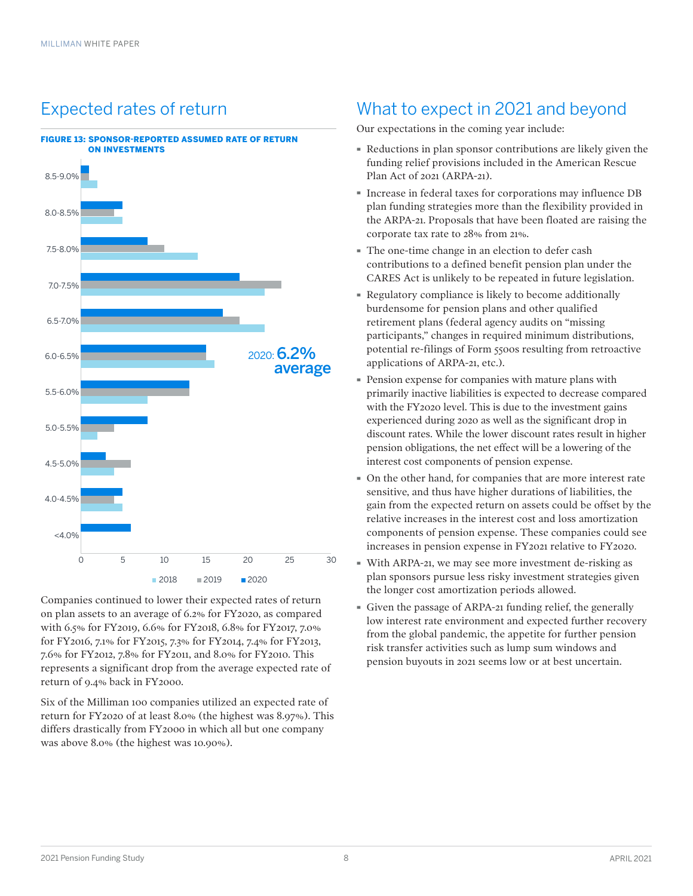## Expected rates of return

**FIGURE 13: SPONSOR-REPORTED ASSUMED RATE OF RETURN ON INVESTMENTS**

2020: 6.2% average

Companies continued to lower their expected rates of return on plan assets to an average of 6.2% for FY2020, as compared with 6.5% for FY2019, 6.6% for FY2018, 6.8% for FY2017, 7.0% for FY2016, 7.1% for FY2015, 7.3% for FY2014, 7.4% for FY2013, 7.6% for FY2012, 7.8% for FY2011, and 8.0% for FY2010. This represents a significant drop from the average expected rate of return of 9.4% back in FY2000.

Six of the Milliman 100 companies utilized an expected rate of return for FY2020 of at least 8.0% (the highest was 8.97%). This differs drastically from FY2000 in which all but one company was above 8.0% (the highest was 10.90%).

## What to expect in 2021 and beyond

Our expectations in the coming year include:

- Reductions in plan sponsor contributions are likely given the funding relief provisions included in the American Rescue Plan Act of 2021 (ARPA-21).
- Increase in federal taxes for corporations may influence DB plan funding strategies more than the flexibility provided in the ARPA-21. Proposals that have been floated are raising the corporate tax rate to 28% from 21%.
- The one-time change in an election to defer cash contributions to a defined benefit pension plan under the CARES Act is unlikely to be repeated in future legislation.
- Regulatory compliance is likely to become additionally burdensome for pension plans and other qualified retirement plans (federal agency audits on "missing participants," changes in required minimum distributions, potential re-filings of Form 5500s resulting from retroactive applications of ARPA-21, etc.).
- Pension expense for companies with mature plans with primarily inactive liabilities is expected to decrease compared with the FY2020 level. This is due to the investment gains experienced during 2020 as well as the significant drop in discount rates. While the lower discount rates result in higher pension obligations, the net effect will be a lowering of the interest cost components of pension expense.
- On the other hand, for companies that are more interest rate sensitive, and thus have higher durations of liabilities, the gain from the expected return on assets could be offset by the relative increases in the interest cost and loss amortization components of pension expense. These companies could see increases in pension expense in FY2021 relative to FY2020.
- With ARPA-21, we may see more investment de-risking as plan sponsors pursue less risky investment strategies given the longer cost amortization periods allowed.
- Given the passage of ARPA-21 funding relief, the generally low interest rate environment and expected further recovery from the global pandemic, the appetite for further pension risk transfer activities such as lump sum windows and pension buyouts in 2021 seems low or at best uncertain.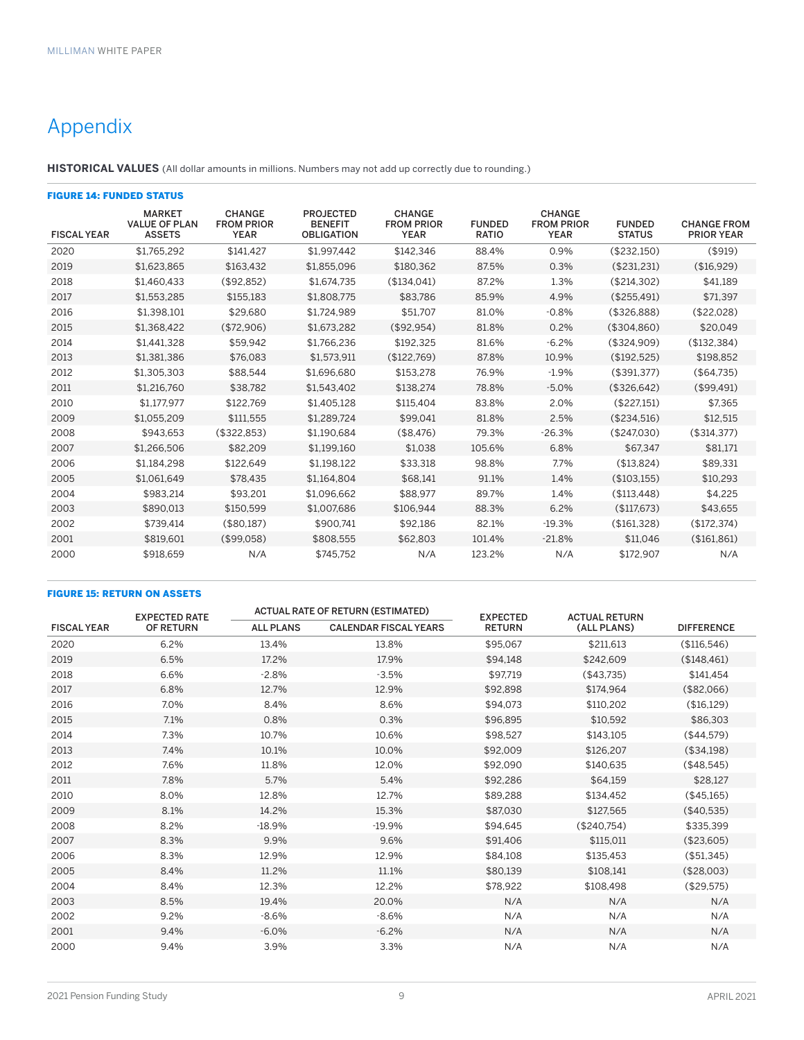# Appendix

**HISTORICAL VALUES** (All dollar amounts in millions. Numbers may not add up correctly due to rounding.)

**FIGURE 14: FUNDED STATUS**

| FISCAL YEAR | MARKET VALUE OF PLAN ASSETS | CHANGE FROM PRIOR YEAR | PROJECTED BENEFIT OBLIGATION | CHANGE FROM PRIOR YEAR | FUNDED RATIO | CHANGE FROM PRIOR YEAR | FUNDED STATUS | CHANGE FROM PRIOR YEAR |
|---|---|---|---|---|---|---|---|---|
| 2020 | $1,765,292 | $141,427 | $1,997,442 | $142,346 | 88.4% | 0.9% | ($232,150) | ($919) |
| 2019 | $1,623,865 | $163,432 | $1,855,096 | $180,362 | 87.5% | 0.3% | ($231,231) | ($16,929) |
| 2018 | $1,460,433 | ($92,852) | $1,674,735 | ($134,041) | 87.2% | 1.3% | ($214,302) | $41,189 |
| 2017 | $1,553,285 | $155,183 | $1,808,775 | $83,786 | 85.9% | 4.9% | ($255,491) | $71,397 |
| 2016 | $1,398,101 | $29,680 | $1,724,989 | $51,707 | 81.0% | -0.8% | ($326,888) | ($22,028) |
| 2015 | $1,368,422 | ($72,906) | $1,673,282 | ($92,954) | 81.8% | 0.2% | ($304,860) | $20,049 |
| 2014 | $1,441,328 | $59,942 | $1,766,236 | $192,325 | 81.6% | -6.2% | ($324,909) | ($132,384) |
| 2013 | $1,381,386 | $76,083 | $1,573,911 | ($122,769) | 87.8% | 10.9% | ($192,525) | $198,852 |
| 2012 | $1,305,303 | $88,544 | $1,696,680 | $153,278 | 76.9% | -1.9% | ($391,377) | ($64,735) |
| 2011 | $1,216,760 | $38,782 | $1,543,402 | $138,274 | 78.8% | -5.0% | ($326,642) | ($99,491) |
| 2010 | $1,177,977 | $122,769 | $1,405,128 | $115,404 | 83.8% | 2.0% | ($227,151) | $7,365 |
| 2009 | $1,055,209 | $111,555 | $1,289,724 | $99,041 | 81.8% | 2.5% | ($234,516) | $12,515 |
| 2008 | $943,653 | ($322,853) | $1,190,684 | ($8,476) | 79.3% | -26.3% | ($247,030) | ($314,377) |
| 2007 | $1,266,506 | $82,209 | $1,199,160 | $1,038 | 105.6% | 6.8% | $67,347 | $81,171 |
| 2006 | $1,184,298 | $122,649 | $1,198,122 | $33,318 | 98.8% | 7.7% | ($13,824) | $89,331 |
| 2005 | $1,061,649 | $78,435 | $1,164,804 | $68,141 | 91.1% | 1.4% | ($103,155) | $10,293 |
| 2004 | $983,214 | $93,201 | $1,096,662 | $88,977 | 89.7% | 1.4% | ($113,448) | $4,225 |
| 2003 | $890,013 | $150,599 | $1,007,686 | $106,944 | 88.3% | 6.2% | ($117,673) | $43,655 |
| 2002 | $739,414 | ($80,187) | $900,741 | $92,186 | 82.1% | -19.3% | ($161,328) | ($172,374) |
| 2001 | $819,601 | ($99,058) | $808,555 | $62,803 | 101.4% | -21.8% | $11,046 | ($161,861) |
| 2000 | $918,659 | N/A | $745,752 | N/A | 123.2% | N/A | $172,907 | N/A |

**FIGURE 15: RETURN ON ASSETS**

| FISCAL YEAR | EXPECTED RATE OF RETURN | ACTUAL RATE OF RETURN (ESTIMATED) | | EXPECTED RETURN | ACTUAL RETURN (ALL PLANS) | DIFFERENCE |
|---|---|---|---|---|---|---|
| | | ALL PLANS | CALENDAR FISCAL YEARS | | | |
| 2020 | 6.2% | 13.4% | 13.8% | $95,067 | $211,613 | ($116,546) |
| 2019 | 6.5% | 17.2% | 17.9% | $94,148 | $242,609 | ($148,461) |
| 2018 | 6.6% | -2.8% | -3.5% | $97,719 | ($43,735) | $141,454 |
| 2017 | 6.8% | 12.7% | 12.9% | $92,898 | $174,964 | ($82,066) |
| 2016 | 7.0% | 8.4% | 8.6% | $94,073 | $110,202 | ($16,129) |
| 2015 | 7.1% | 0.8% | 0.3% | $96,895 | $10,592 | $86,303 |
| 2014 | 7.3% | 10.7% | 10.6% | $98,527 | $143,105 | ($44,579) |
| 2013 | 7.4% | 10.1% | 10.0% | $92,009 | $126,207 | ($34,198) |
| 2012 | 7.6% | 11.8% | 12.0% | $92,090 | $140,635 | ($48,545) |
| 2011 | 7.8% | 5.7% | 5.4% | $92,286 | $64,159 | $28,127 |
| 2010 | 8.0% | 12.8% | 12.7% | $89,288 | $134,452 | ($45,165) |
| 2009 | 8.1% | 14.2% | 15.3% | $87,030 | $127,565 | ($40,535) |
| 2008 | 8.2% | -18.9% | -19.9% | $94,645 | ($240,754) | $335,399 |
| 2007 | 8.3% | 9.9% | 9.6% | $91,406 | $115,011 | ($23,605) |
| 2006 | 8.3% | 12.9% | 12.9% | $84,108 | $135,453 | ($51,345) |
| 2005 | 8.4% | 11.2% | 11.1% | $80,139 | $108,141 | ($28,003) |
| 2004 | 8.4% | 12.3% | 12.2% | $78,922 | $108,498 | ($29,575) |
| 2003 | 8.5% | 19.4% | 20.0% | N/A | N/A | N/A |
| 2002 | 9.2% | -8.6% | -8.6% | N/A | N/A | N/A |
| 2001 | 9.4% | -6.0% | -6.2% | N/A | N/A | N/A |
| 2000 | 9.4% | 3.9% | 3.3% | N/A | N/A | N/A |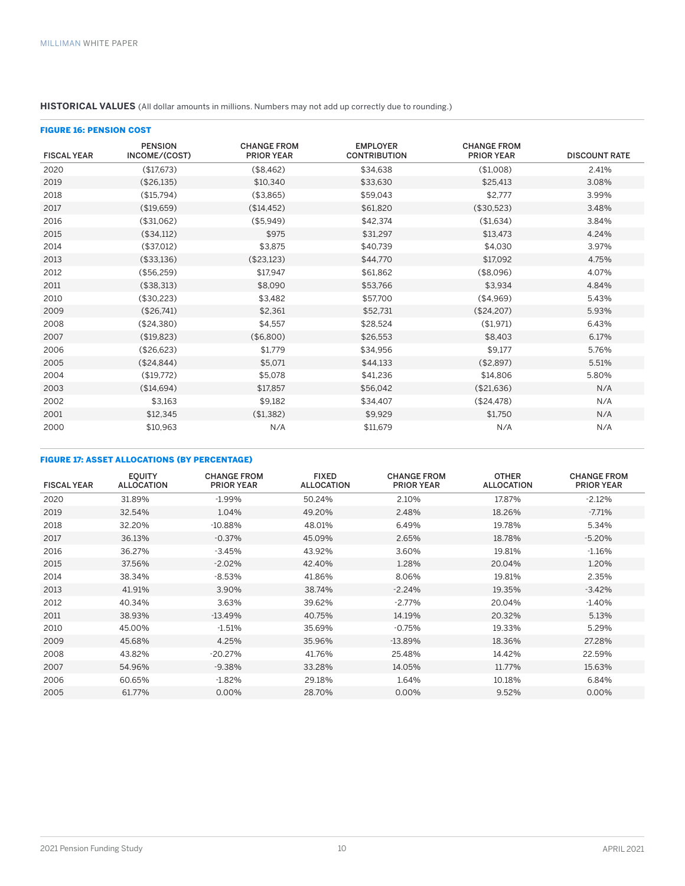**HISTORICAL VALUES** (All dollar amounts in millions. Numbers may not add up correctly due to rounding.)

**FIGURE 16: PENSION COST**

| FISCAL YEAR | PENSION INCOME/(COST) | CHANGE FROM PRIOR YEAR | EMPLOYER CONTRIBUTION | CHANGE FROM PRIOR YEAR | DISCOUNT RATE |
|---|---|---|---|---|---|
| 2020 | ($17,673) | ($8,462) | $34,638 | ($1,008) | 2.41% |
| 2019 | ($26,135) | $10,340 | $33,630 | $25,413 | 3.08% |
| 2018 | ($15,794) | ($3,865) | $59,043 | $2,777 | 3.99% |
| 2017 | ($19,659) | ($14,452) | $61,820 | ($30,523) | 3.48% |
| 2016 | ($31,062) | ($5,949) | $42,374 | ($1,634) | 3.84% |
| 2015 | ($34,112) | $975 | $31,297 | $13,473 | 4.24% |
| 2014 | ($37,012) | $3,875 | $40,739 | $4,030 | 3.97% |
| 2013 | ($33,136) | ($23,123) | $44,770 | $17,092 | 4.75% |
| 2012 | ($56,259) | $17,947 | $61,862 | ($8,096) | 4.07% |
| 2011 | ($38,313) | $8,090 | $53,766 | $3,934 | 4.84% |
| 2010 | ($30,223) | $3,482 | $57,700 | ($4,969) | 5.43% |
| 2009 | ($26,741) | $2,361 | $52,731 | ($24,207) | 5.93% |
| 2008 | ($24,380) | $4,557 | $28,524 | ($1,971) | 6.43% |
| 2007 | ($19,823) | ($6,800) | $26,553 | $8,403 | 6.17% |
| 2006 | ($26,623) | $1,779 | $34,956 | $9,177 | 5.76% |
| 2005 | ($24,844) | $5,071 | $44,133 | ($2,897) | 5.51% |
| 2004 | ($19,772) | $5,078 | $41,236 | $14,806 | 5.80% |
| 2003 | ($14,694) | $17,857 | $56,042 | ($21,636) | N/A |
| 2002 | $3,163 | $9,182 | $34,407 | ($24,478) | N/A |
| 2001 | $12,345 | ($1,382) | $9,929 | $1,750 | N/A |
| 2000 | $10,963 | N/A | $11,679 | N/A | N/A |

**FIGURE 17: ASSET ALLOCATIONS (BY PERCENTAGE)**

| FISCAL YEAR | EQUITY ALLOCATION | CHANGE FROM PRIOR YEAR | FIXED ALLOCATION | CHANGE FROM PRIOR YEAR | OTHER ALLOCATION | CHANGE FROM PRIOR YEAR |
|---|---|---|---|---|---|---|
| 2020 | 31.89% | -1.99% | 50.24% | 2.10% | 17.87% | -2.12% |
| 2019 | 32.54% | 1.04% | 49.20% | 2.48% | 18.26% | -7.71% |
| 2018 | 32.20% | -10.88% | 48.01% | 6.49% | 19.78% | 5.34% |
| 2017 | 36.13% | -0.37% | 45.09% | 2.65% | 18.78% | -5.20% |
| 2016 | 36.27% | -3.45% | 43.92% | 3.60% | 19.81% | -1.16% |
| 2015 | 37.56% | -2.02% | 42.40% | 1.28% | 20.04% | 1.20% |
| 2014 | 38.34% | -8.53% | 41.86% | 8.06% | 19.81% | 2.35% |
| 2013 | 41.91% | 3.90% | 38.74% | -2.24% | 19.35% | -3.42% |
| 2012 | 40.34% | 3.63% | 39.62% | -2.77% | 20.04% | -1.40% |
| 2011 | 38.93% | -13.49% | 40.75% | 14.19% | 20.32% | 5.13% |
| 2010 | 45.00% | -1.51% | 35.69% | -0.75% | 19.33% | 5.29% |
| 2009 | 45.68% | 4.25% | 35.96% | -13.89% | 18.36% | 27.28% |
| 2008 | 43.82% | -20.27% | 41.76% | 25.48% | 14.42% | 22.59% |
| 2007 | 54.96% | -9.38% | 33.28% | 14.05% | 11.77% | 15.63% |
| 2006 | 60.65% | -1.82% | 29.18% | 1.64% | 10.18% | 6.84% |
| 2005 | 61.77% | 0.00% | 28.70% | 0.00% | 9.52% | 0.00% |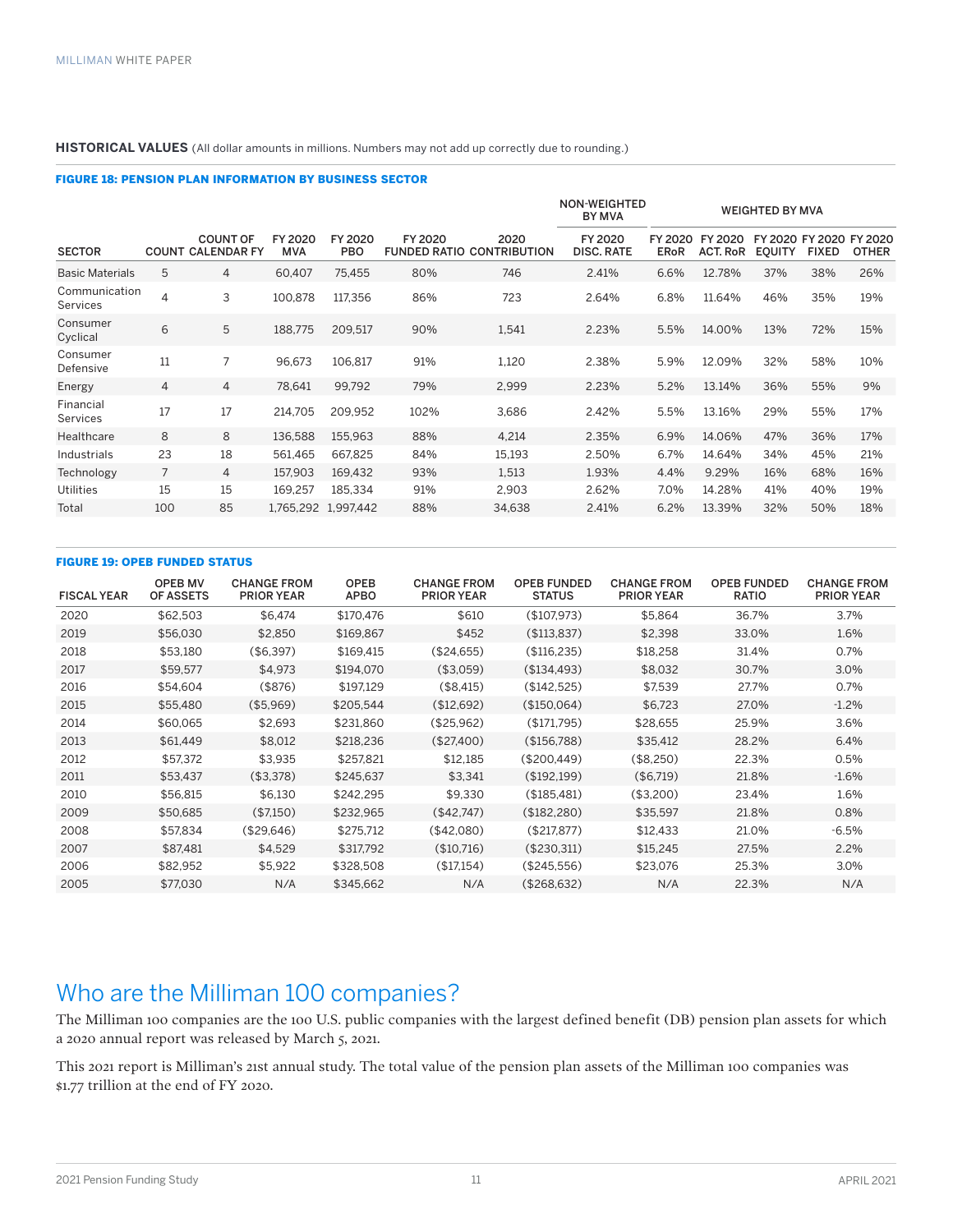**HISTORICAL VALUES** (All dollar amounts in millions. Numbers may not add up correctly due to rounding.)

**FIGURE 18: PENSION PLAN INFORMATION BY BUSINESS SECTOR**

| | | | | | | | NON-WEIGHTED BY MVA | WEIGHTED BY MVA | | | | |
|---|---|---|---|---|---|---|---|---|---|---|---|---|
| SECTOR | COUNT | COUNT OF CALENDAR FY | FY 2020 MVA | FY 2020 PBO | FY 2020 FUNDED RATIO | 2020 CONTRIBUTION | FY 2020 DISC. RATE | FY 2020 ERoR | FY 2020 ACT. RoR | FY 2020 EQUITY | FY 2020 FIXED | FY 2020 OTHER |
| Basic Materials | 5 | 4 | 60,407 | 75,455 | 80% | 746 | 2.41% | 6.6% | 12.78% | 37% | 38% | 26% |
| Communication Services | 4 | 3 | 100,878 | 117,356 | 86% | 723 | 2.64% | 6.8% | 11.64% | 46% | 35% | 19% |
| Consumer Cyclical | 6 | 5 | 188,775 | 209,517 | 90% | 1,541 | 2.23% | 5.5% | 14.00% | 13% | 72% | 15% |
| Consumer Defensive | 11 | 7 | 96,673 | 106,817 | 91% | 1,120 | 2.38% | 5.9% | 12.09% | 32% | 58% | 10% |
| Energy | 4 | 4 | 78,641 | 99,792 | 79% | 2,999 | 2.23% | 5.2% | 13.14% | 36% | 55% | 9% |
| Financial Services | 17 | 17 | 214,705 | 209,952 | 102% | 3,686 | 2.42% | 5.5% | 13.16% | 29% | 55% | 17% |
| Healthcare | 8 | 8 | 136,588 | 155,963 | 88% | 4,214 | 2.35% | 6.9% | 14.06% | 47% | 36% | 17% |
| Industrials | 23 | 18 | 561,465 | 667,825 | 84% | 15,193 | 2.50% | 6.7% | 14.64% | 34% | 45% | 21% |
| Technology | 7 | 4 | 157,903 | 169,432 | 93% | 1,513 | 1.93% | 4.4% | 9.29% | 16% | 68% | 16% |
| Utilities | 15 | 15 | 169,257 | 185,334 | 91% | 2,903 | 2.62% | 7.0% | 14.28% | 41% | 40% | 19% |
| Total | 100 | 85 | 1,765,292 | 1,997,442 | 88% | 34,638 | 2.41% | 6.2% | 13.39% | 32% | 50% | 18% |

**FIGURE 19: OPEB FUNDED STATUS**

| FISCAL YEAR | OPEB MV OF ASSETS | CHANGE FROM PRIOR YEAR | OPEB APBO | CHANGE FROM PRIOR YEAR | OPEB FUNDED STATUS | CHANGE FROM PRIOR YEAR | OPEB FUNDED RATIO | CHANGE FROM PRIOR YEAR |
|---|---|---|---|---|---|---|---|---|
| 2020 | $62,503 | $6,474 | $170,476 | $610 | ($107,973) | $5,864 | 36.7% | 3.7% |
| 2019 | $56,030 | $2,850 | $169,867 | $452 | ($113,837) | $2,398 | 33.0% | 1.6% |
| 2018 | $53,180 | ($6,397) | $169,415 | ($24,655) | ($116,235) | $18,258 | 31.4% | 0.7% |
| 2017 | $59,577 | $4,973 | $194,070 | ($3,059) | ($134,493) | $8,032 | 30.7% | 3.0% |
| 2016 | $54,604 | ($876) | $197,129 | ($8,415) | ($142,525) | $7,539 | 27.7% | 0.7% |
| 2015 | $55,480 | ($5,969) | $205,544 | ($12,692) | ($150,064) | $6,723 | 27.0% | -1.2% |
| 2014 | $60,065 | $2,693 | $231,860 | ($25,962) | ($171,795) | $28,655 | 25.9% | 3.6% |
| 2013 | $61,449 | $8,012 | $218,236 | ($27,400) | ($156,788) | $35,412 | 28.2% | 6.4% |
| 2012 | $57,372 | $3,935 | $257,821 | $12,185 | ($200,449) | ($8,250) | 22.3% | 0.5% |
| 2011 | $53,437 | ($3,378) | $245,637 | $3,341 | ($192,199) | ($6,719) | 21.8% | -1.6% |
| 2010 | $56,815 | $6,130 | $242,295 | $9,330 | ($185,481) | ($3,200) | 23.4% | 1.6% |
| 2009 | $50,685 | ($7,150) | $232,965 | ($42,747) | ($182,280) | $35,597 | 21.8% | 0.8% |
| 2008 | $57,834 | ($29,646) | $275,712 | ($42,080) | ($217,877) | $12,433 | 21.0% | -6.5% |
| 2007 | $87,481 | $4,529 | $317,792 | ($10,716) | ($230,311) | $15,245 | 27.5% | 2.2% |
| 2006 | $82,952 | $5,922 | $328,508 | ($17,154) | ($245,556) | $23,076 | 25.3% | 3.0% |
| 2005 | $77,030 | N/A | $345,662 | N/A | ($268,632) | N/A | 22.3% | N/A |

## Who are the Milliman 100 companies?

The Milliman 100 companies are the 100 U.S. public companies with the largest defined benefit (DB) pension plan assets for which a 2020 annual report was released by March 5, 2021.

This 2021 report is Milliman's 21st annual study. The total value of the pension plan assets of the Milliman 100 companies was $1.77 trillion at the end of FY 2020.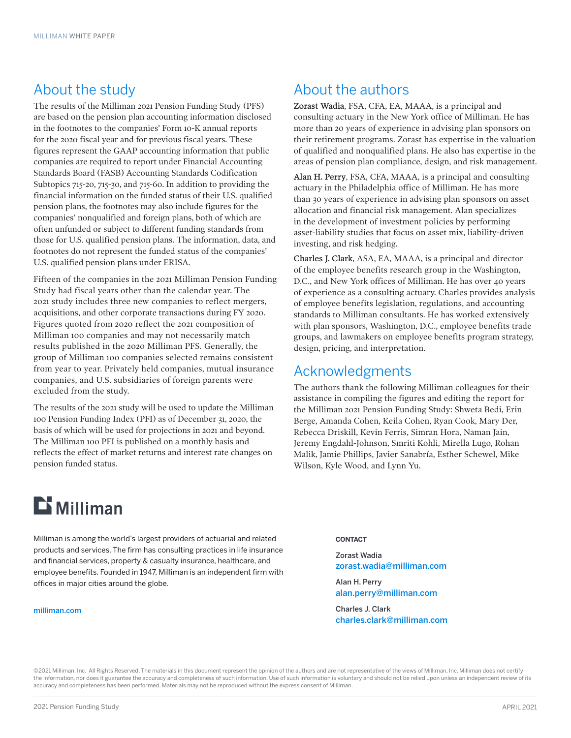## About the study

The results of the Milliman 2021 Pension Funding Study (PFS) are based on the pension plan accounting information disclosed in the footnotes to the companies' Form 10-K annual reports for the 2020 fiscal year and for previous fiscal years. These figures represent the GAAP accounting information that public companies are required to report under Financial Accounting Standards Board (FASB) Accounting Standards Codification Subtopics 715-20, 715-30, and 715-60. In addition to providing the financial information on the funded status of their U.S. qualified pension plans, the footnotes may also include figures for the companies' nonqualified and foreign plans, both of which are often unfunded or subject to different funding standards from those for U.S. qualified pension plans. The information, data, and footnotes do not represent the funded status of the companies' U.S. qualified pension plans under ERISA.

Fifteen of the companies in the 2021 Milliman Pension Funding Study had fiscal years other than the calendar year. The 2021 study includes three new companies to reflect mergers, acquisitions, and other corporate transactions during FY 2020. Figures quoted from 2020 reflect the 2021 composition of Milliman 100 companies and may not necessarily match results published in the 2020 Milliman PFS. Generally, the group of Milliman 100 companies selected remains consistent from year to year. Privately held companies, mutual insurance companies, and U.S. subsidiaries of foreign parents were excluded from the study.

The results of the 2021 study will be used to update the Milliman 100 Pension Funding Index (PFI) as of December 31, 2020, the basis of which will be used for projections in 2021 and beyond. The Milliman 100 PFI is published on a monthly basis and reflects the effect of market returns and interest rate changes on pension funded status.

## About the authors

**Zorast Wadia**, FSA, CFA, EA, MAAA, is a principal and consulting actuary in the New York office of Milliman. He has more than 20 years of experience in advising plan sponsors on their retirement programs. Zorast has expertise in the valuation of qualified and nonqualified plans. He also has expertise in the areas of pension plan compliance, design, and risk management.

**Alan H. Perry**, FSA, CFA, MAAA, is a principal and consulting actuary in the Philadelphia office of Milliman. He has more than 30 years of experience in advising plan sponsors on asset allocation and financial risk management. Alan specializes in the development of investment policies by performing asset-liability studies that focus on asset mix, liability-driven investing, and risk hedging.

**Charles J. Clark**, ASA, EA, MAAA, is a principal and director of the employee benefits research group in the Washington, D.C., and New York offices of Milliman. He has over 40 years of experience as a consulting actuary. Charles provides analysis of employee benefits legislation, regulations, and accounting standards to Milliman consultants. He has worked extensively with plan sponsors, Washington, D.C., employee benefits trade groups, and lawmakers on employee benefits program strategy, design, pricing, and interpretation.

## Acknowledgments

The authors thank the following Milliman colleagues for their assistance in compiling the figures and editing the report for the Milliman 2021 Pension Funding Study: Shweta Bedi, Erin Berge, Amanda Cohen, Keila Cohen, Ryan Cook, Mary Der, Rebecca Driskill, Kevin Ferris, Simran Hora, Naman Jain, Jeremy Engdahl-Johnson, Smriti Kohli, Mirella Lugo, Rohan Malik, Jamie Phillips, Javier Sanabría, Esther Schewel, Mike Wilson, Kyle Wood, and Lynn Yu.

---

**Milliman**

Milliman is among the world's largest providers of actuarial and related products and services. The firm has consulting practices in life insurance and financial services, property & casualty insurance, healthcare, and employee benefits. Founded in 1947, Milliman is an independent firm with offices in major cities around the globe.

milliman.com

**CONTACT**

Zorast Wadia
zorast.wadia@milliman.com

Alan H. Perry
alan.perry@milliman.com

Charles J. Clark
charles.clark@milliman.com

©2021 Milliman, Inc. All Rights Reserved. The materials in this document represent the opinion of the authors and are not representative of the views of Milliman, Inc. Milliman does not certify the information, nor does it guarantee the accuracy and completeness of such information. Use of such information is voluntary and should not be relied upon unless an independent review of its accuracy and completeness has been performed. Materials may not be reproduced without the express consent of Milliman.